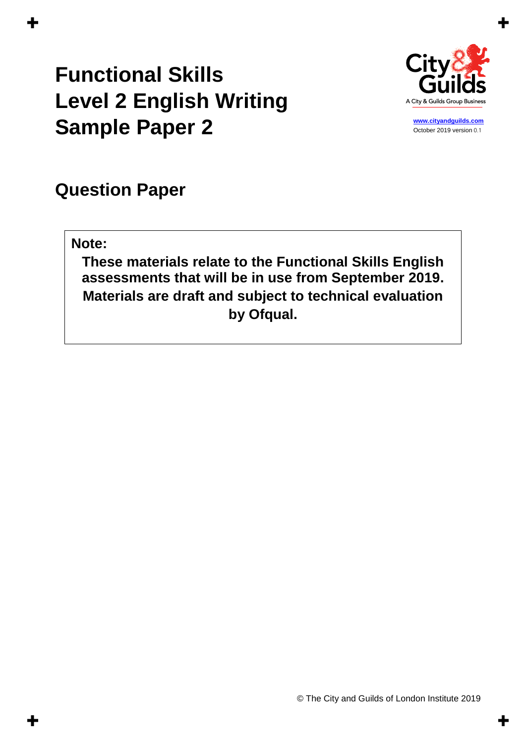# Functional Skills
# Level 2 English Writing
# Sample Paper 2

www.cityandguilds.com
October 2019 version 0.1

## Question Paper

**Note:**

**These materials relate to the Functional Skills English assessments that will be in use from September 2019. Materials are draft and subject to technical evaluation by Ofqual.**

© The City and Guilds of London Institute 2019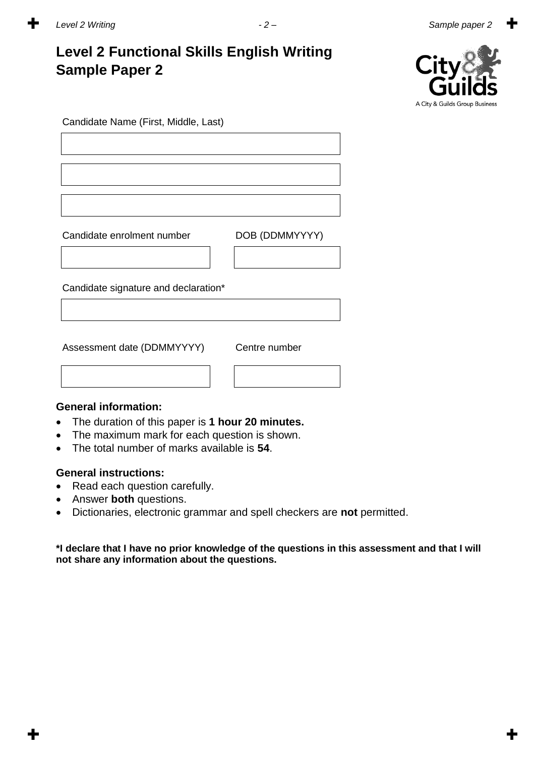# Level 2 Functional Skills English Writing Sample Paper 2

Candidate Name (First, Middle, Last)

Candidate enrolment number

DOB (DDMMYYYY)

Candidate signature and declaration*

Assessment date (DDMMYYYY)

Centre number

**General information:**

- The duration of this paper is **1 hour 20 minutes.**
- The maximum mark for each question is shown.
- The total number of marks available is **54**.

**General instructions:**

- Read each question carefully.
- Answer **both** questions.
- Dictionaries, electronic grammar and spell checkers are **not** permitted.

**\*I declare that I have no prior knowledge of the questions in this assessment and that I will not share any information about the questions.**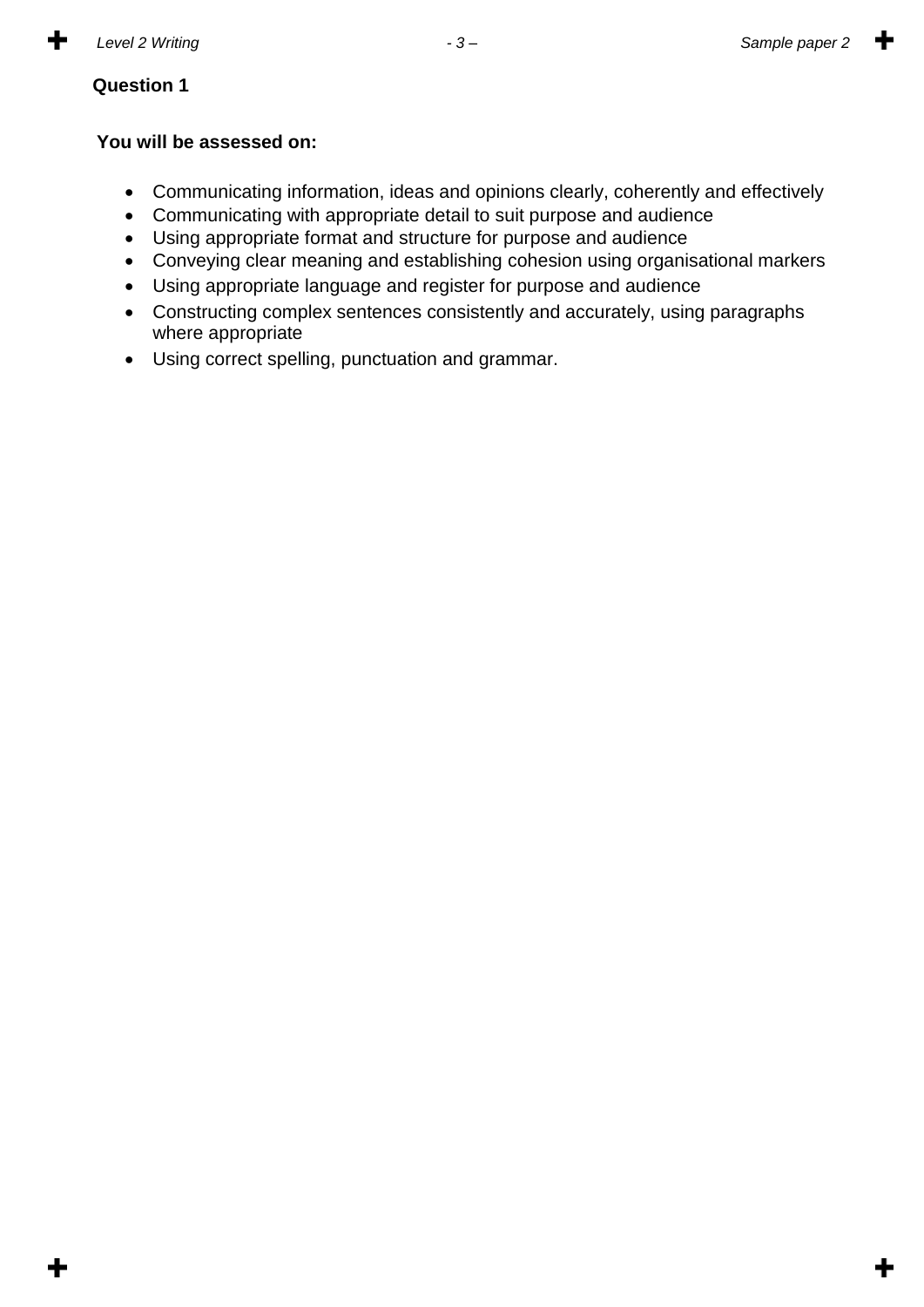**Question 1**

**You will be assessed on:**

- Communicating information, ideas and opinions clearly, coherently and effectively
- Communicating with appropriate detail to suit purpose and audience
- Using appropriate format and structure for purpose and audience
- Conveying clear meaning and establishing cohesion using organisational markers
- Using appropriate language and register for purpose and audience
- Constructing complex sentences consistently and accurately, using paragraphs where appropriate
- Using correct spelling, punctuation and grammar.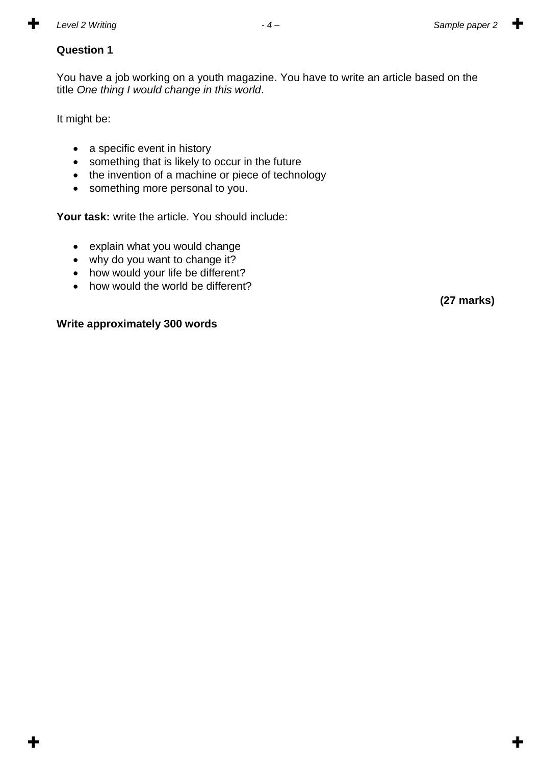**Question 1**

You have a job working on a youth magazine. You have to write an article based on the title *One thing I would change in this world*.

It might be:

- a specific event in history
- something that is likely to occur in the future
- the invention of a machine or piece of technology
- something more personal to you.

**Your task:** write the article. You should include:

- explain what you would change
- why do you want to change it?
- how would your life be different?
- how would the world be different?

**(27 marks)**

**Write approximately 300 words**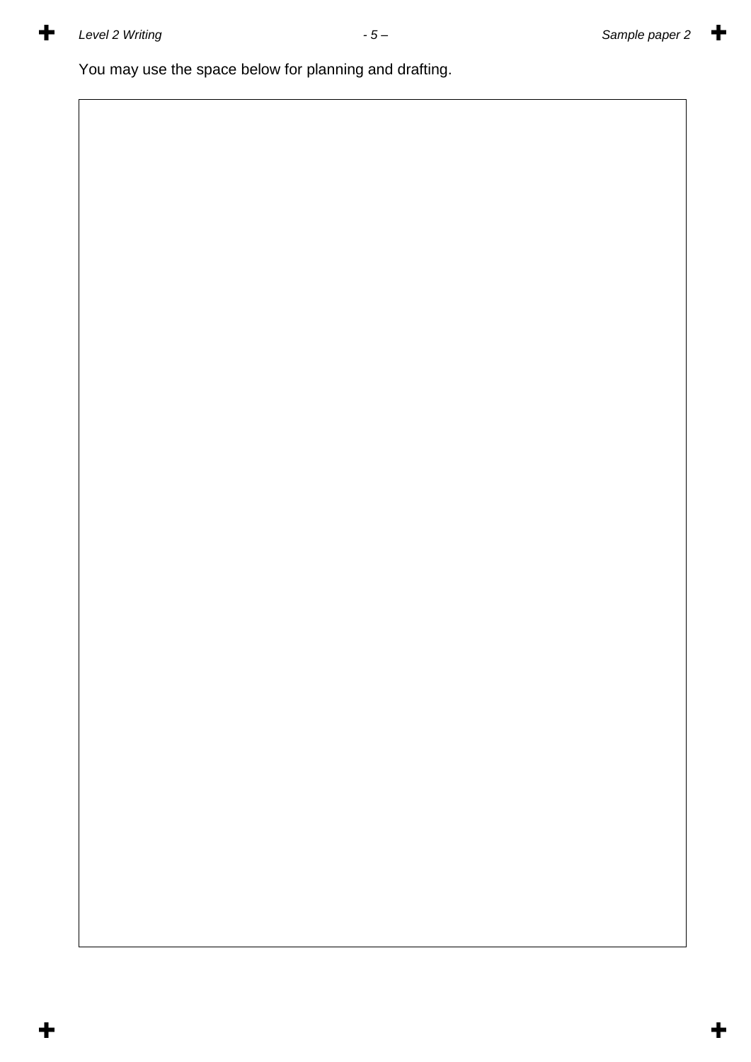You may use the space below for planning and drafting.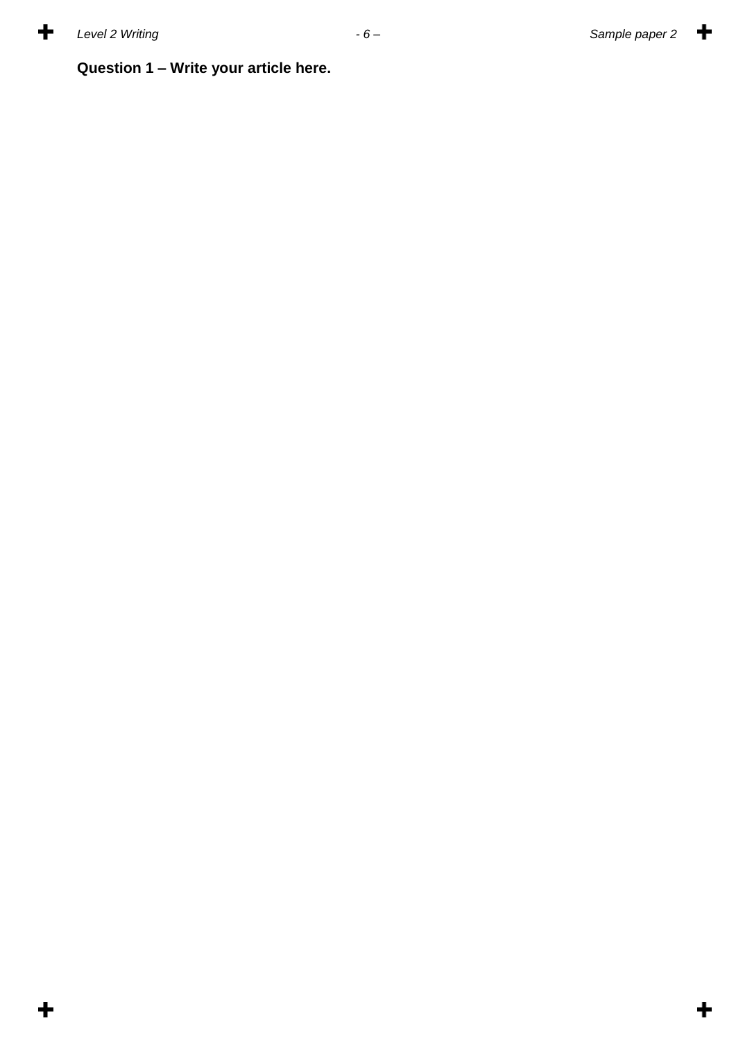**Question 1 – Write your article here.**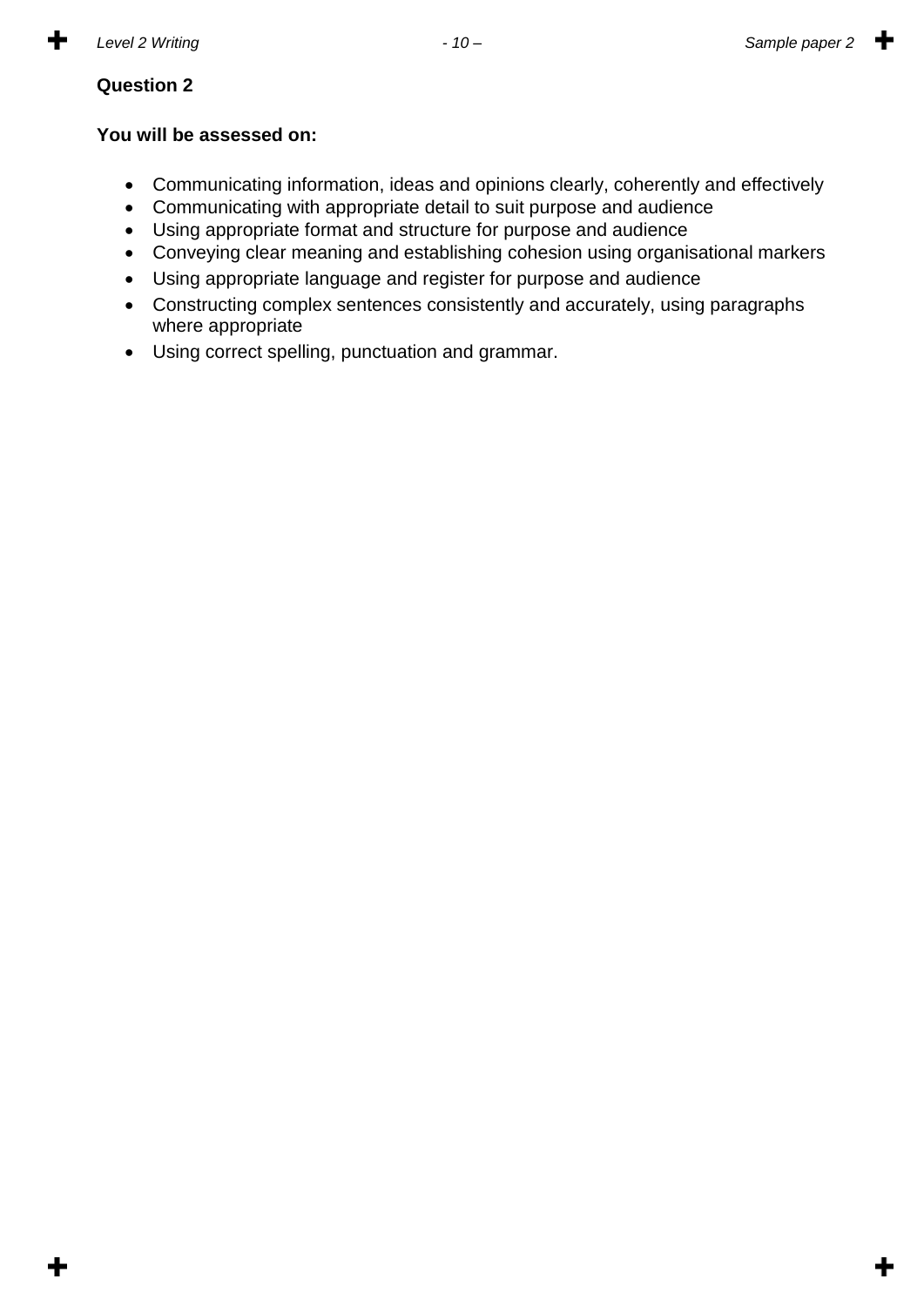**Question 2**

**You will be assessed on:**

- Communicating information, ideas and opinions clearly, coherently and effectively
- Communicating with appropriate detail to suit purpose and audience
- Using appropriate format and structure for purpose and audience
- Conveying clear meaning and establishing cohesion using organisational markers
- Using appropriate language and register for purpose and audience
- Constructing complex sentences consistently and accurately, using paragraphs where appropriate
- Using correct spelling, punctuation and grammar.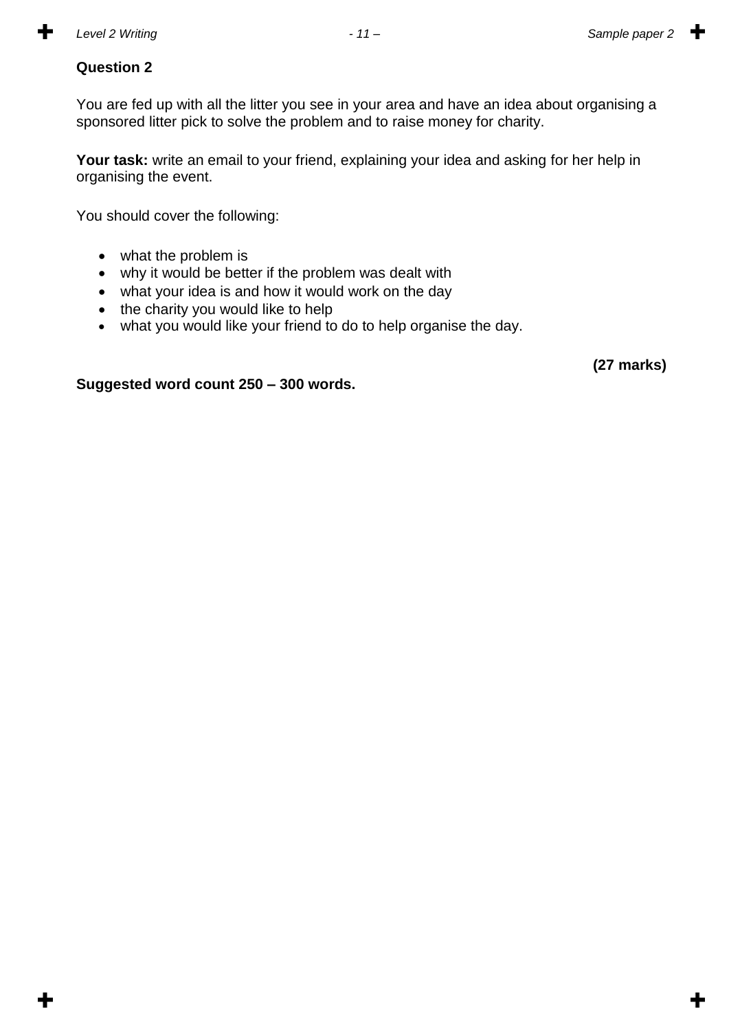**Question 2**

You are fed up with all the litter you see in your area and have an idea about organising a sponsored litter pick to solve the problem and to raise money for charity.

**Your task:** write an email to your friend, explaining your idea and asking for her help in organising the event.

You should cover the following:

- what the problem is
- why it would be better if the problem was dealt with
- what your idea is and how it would work on the day
- the charity you would like to help
- what you would like your friend to do to help organise the day.

**(27 marks)**

**Suggested word count 250 – 300 words.**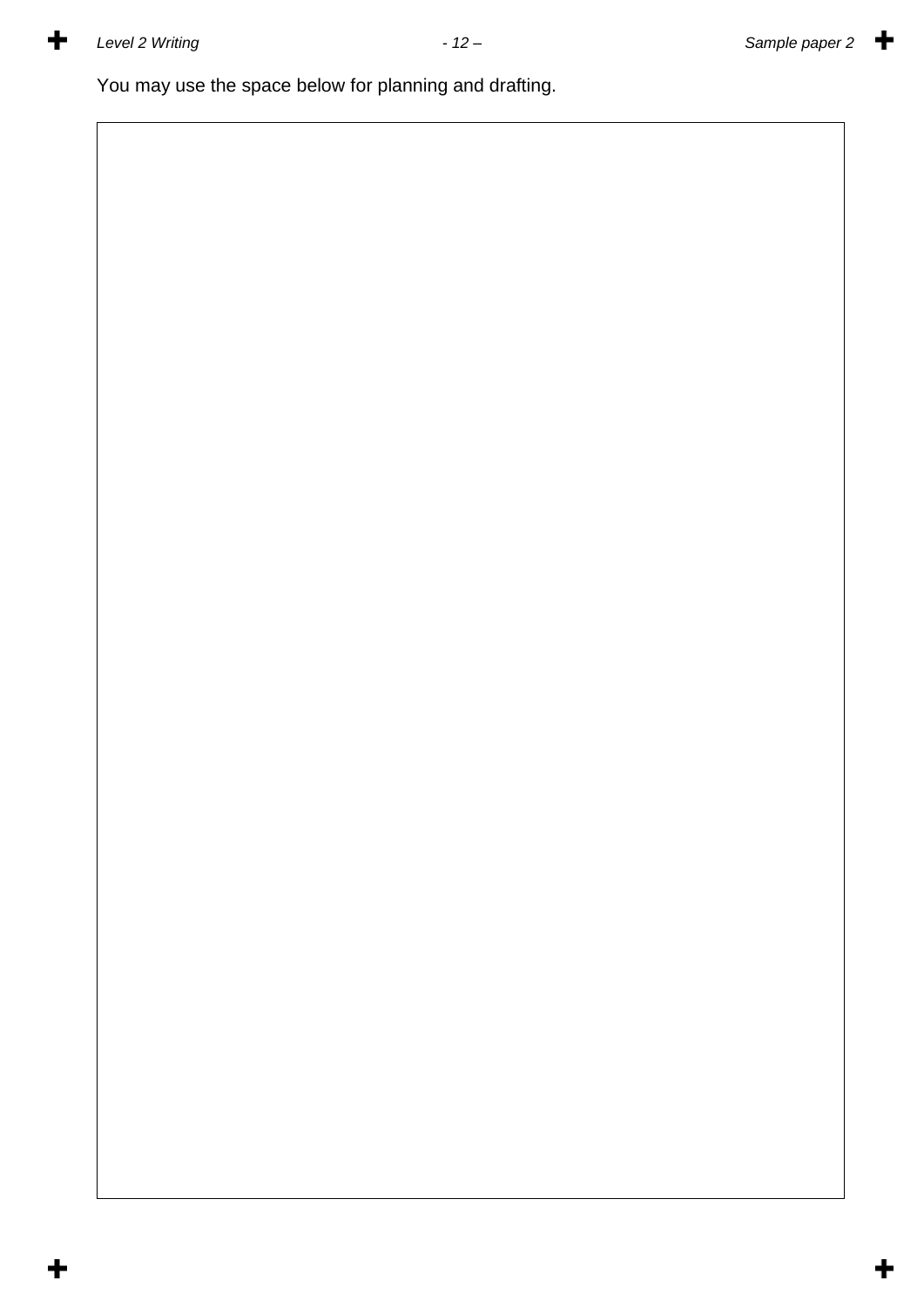You may use the space below for planning and drafting.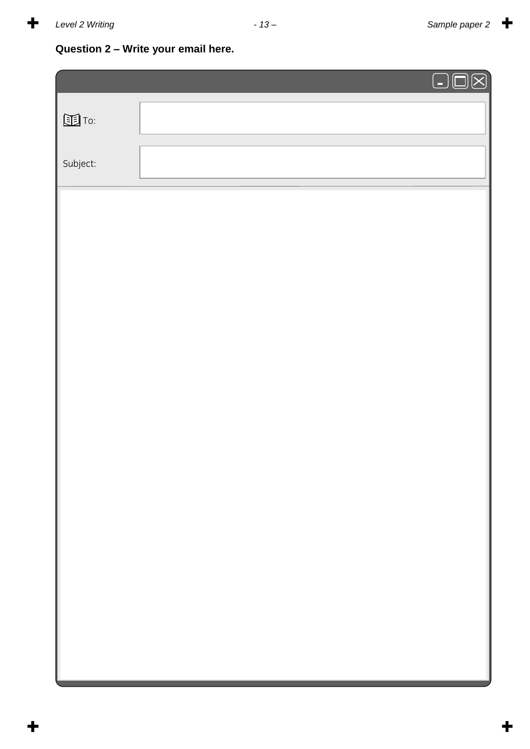**Question 2 – Write your email here.**

To:

Subject: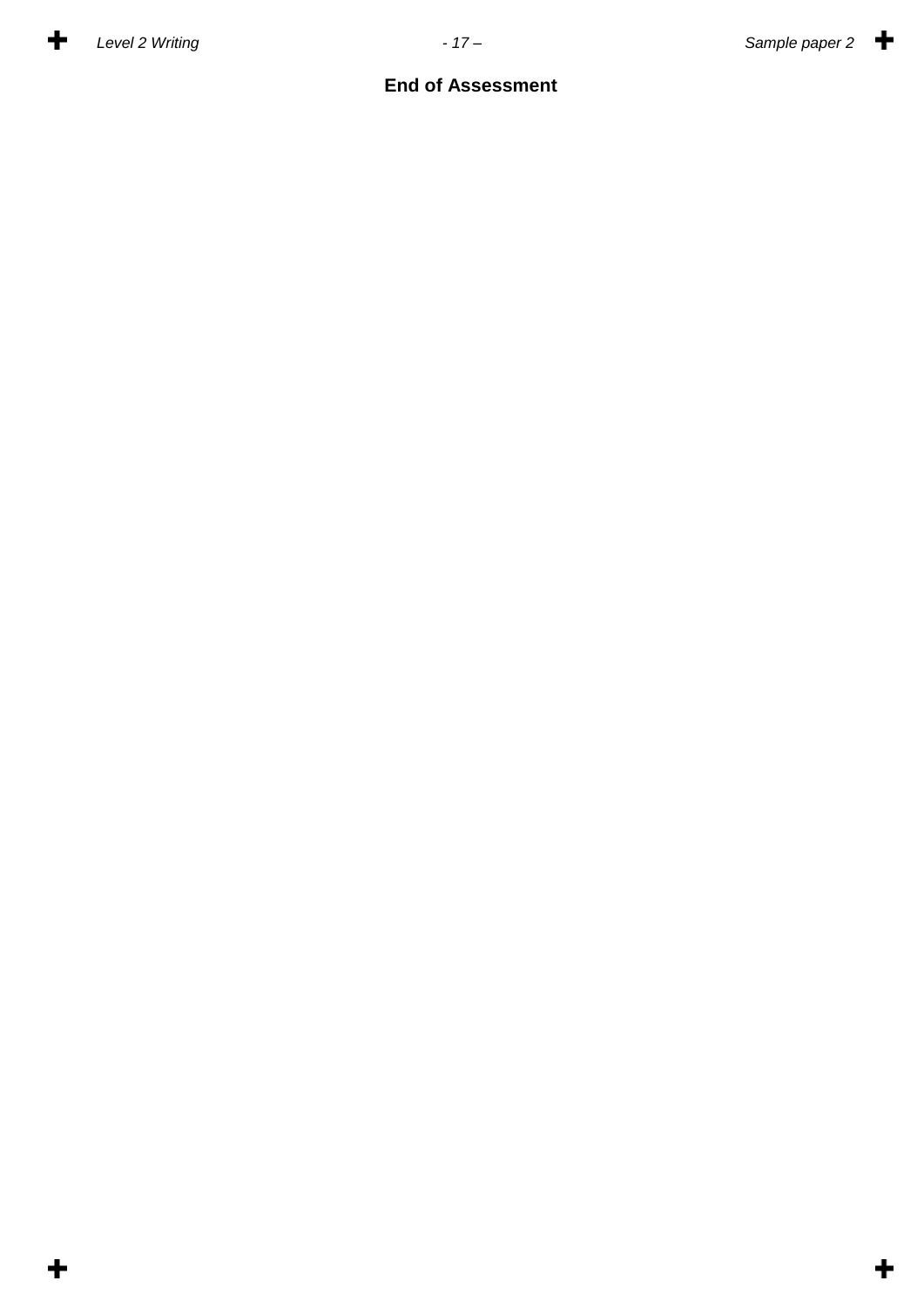**End of Assessment**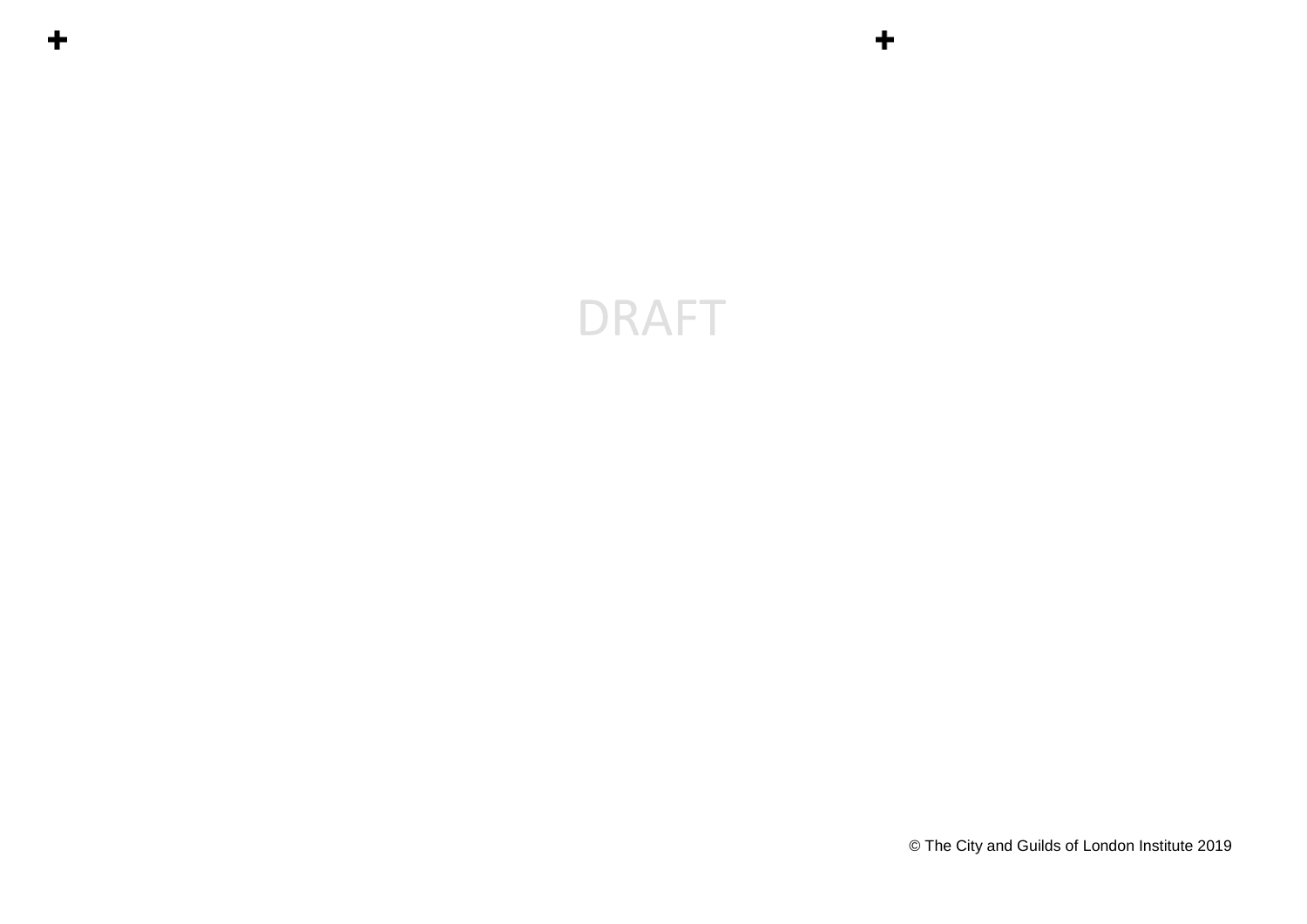DRAFT

© The City and Guilds of London Institute 2019